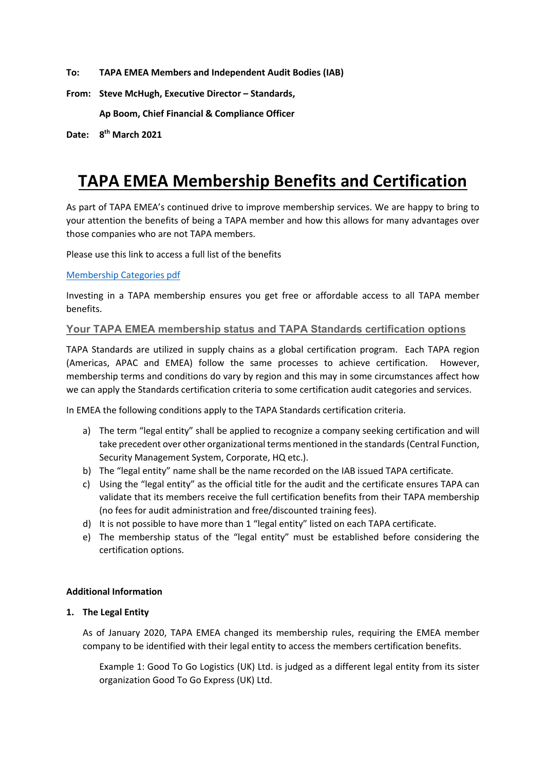**To: TAPA EMEA Members and Independent Audit Bodies (IAB)**

**From: Steve McHugh, Executive Director – Standards,**

**Ap Boom, Chief Financial & Compliance Officer**

**Date: 8th March 2021**

# TAPA EMEA Membership Benefits and Certification

As part of TAPA EMEA's continued drive to improve membership services. We are happy to bring to your attention the benefits of being a TAPA member and how this allows for many advantages over those companies who are not TAPA members.

Please use this link to access a full list of the benefits

[Membership Categories pdf]

Investing in a TAPA membership ensures you get free or affordable access to all TAPA member benefits.

## Your TAPA EMEA membership status and TAPA Standards certification options

TAPA Standards are utilized in supply chains as a global certification program. Each TAPA region (Americas, APAC and EMEA) follow the same processes to achieve certification. However, membership terms and conditions do vary by region and this may in some circumstances affect how we can apply the Standards certification criteria to some certification audit categories and services.

In EMEA the following conditions apply to the TAPA Standards certification criteria.

a) The term "legal entity" shall be applied to recognize a company seeking certification and will take precedent over other organizational terms mentioned in the standards (Central Function, Security Management System, Corporate, HQ etc.).
b) The "legal entity" name shall be the name recorded on the IAB issued TAPA certificate.
c) Using the "legal entity" as the official title for the audit and the certificate ensures TAPA can validate that its members receive the full certification benefits from their TAPA membership (no fees for audit administration and free/discounted training fees).
d) It is not possible to have more than 1 "legal entity" listed on each TAPA certificate.
e) The membership status of the "legal entity" must be established before considering the certification options.

**Additional Information**

**1. The Legal Entity**

As of January 2020, TAPA EMEA changed its membership rules, requiring the EMEA member company to be identified with their legal entity to access the members certification benefits.

Example 1: Good To Go Logistics (UK) Ltd. is judged as a different legal entity from its sister organization Good To Go Express (UK) Ltd.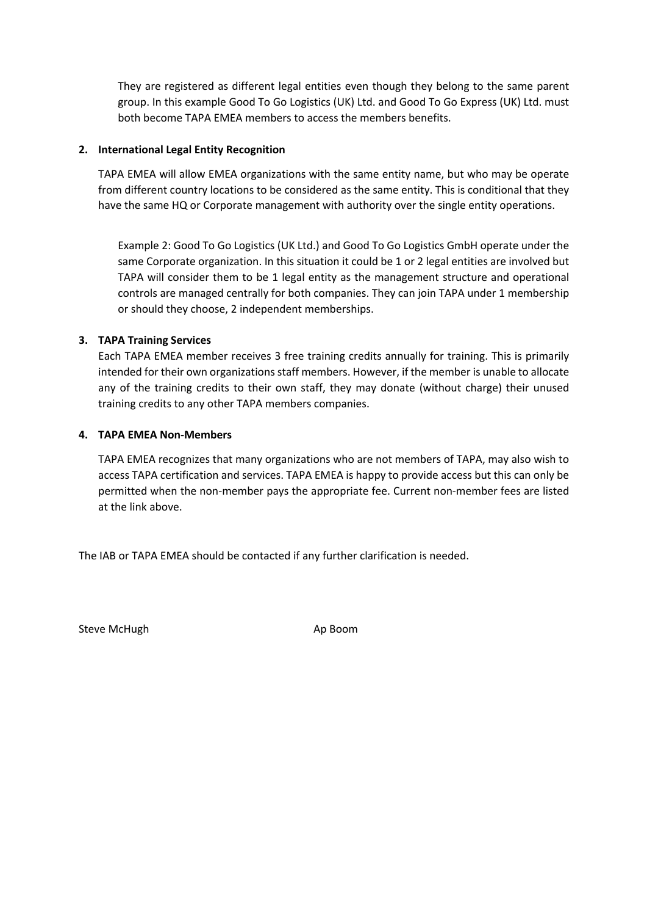They are registered as different legal entities even though they belong to the same parent group. In this example Good To Go Logistics (UK) Ltd. and Good To Go Express (UK) Ltd. must both become TAPA EMEA members to access the members benefits.

2. **International Legal Entity Recognition**

   TAPA EMEA will allow EMEA organizations with the same entity name, but who may be operate from different country locations to be considered as the same entity. This is conditional that they have the same HQ or Corporate management with authority over the single entity operations.

   Example 2: Good To Go Logistics (UK Ltd.) and Good To Go Logistics GmbH operate under the same Corporate organization. In this situation it could be 1 or 2 legal entities are involved but TAPA will consider them to be 1 legal entity as the management structure and operational controls are managed centrally for both companies. They can join TAPA under 1 membership or should they choose, 2 independent memberships.

3. **TAPA Training Services**

   Each TAPA EMEA member receives 3 free training credits annually for training. This is primarily intended for their own organizations staff members. However, if the member is unable to allocate any of the training credits to their own staff, they may donate (without charge) their unused training credits to any other TAPA members companies.

4. **TAPA EMEA Non-Members**

   TAPA EMEA recognizes that many organizations who are not members of TAPA, may also wish to access TAPA certification and services. TAPA EMEA is happy to provide access but this can only be permitted when the non-member pays the appropriate fee. Current non-member fees are listed at the link above.

The IAB or TAPA EMEA should be contacted if any further clarification is needed.

Steve McHugh    Ap Boom